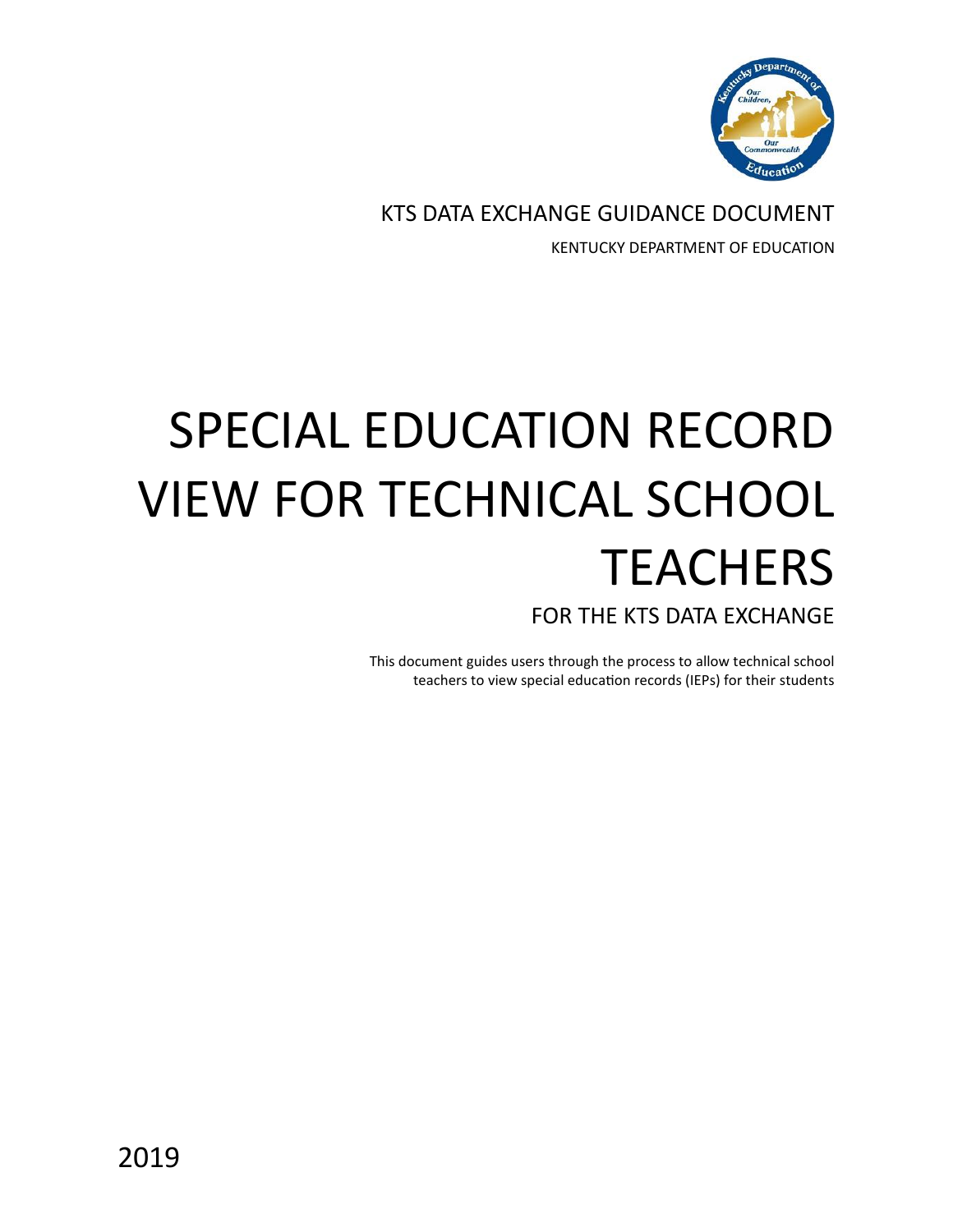KTS DATA EXCHANGE GUIDANCE DOCUMENT

KENTUCKY DEPARTMENT OF EDUCATION

# SPECIAL EDUCATION RECORD VIEW FOR TECHNICAL SCHOOL TEACHERS

## FOR THE KTS DATA EXCHANGE

This document guides users through the process to allow technical school teachers to view special education records (IEPs) for their students

2019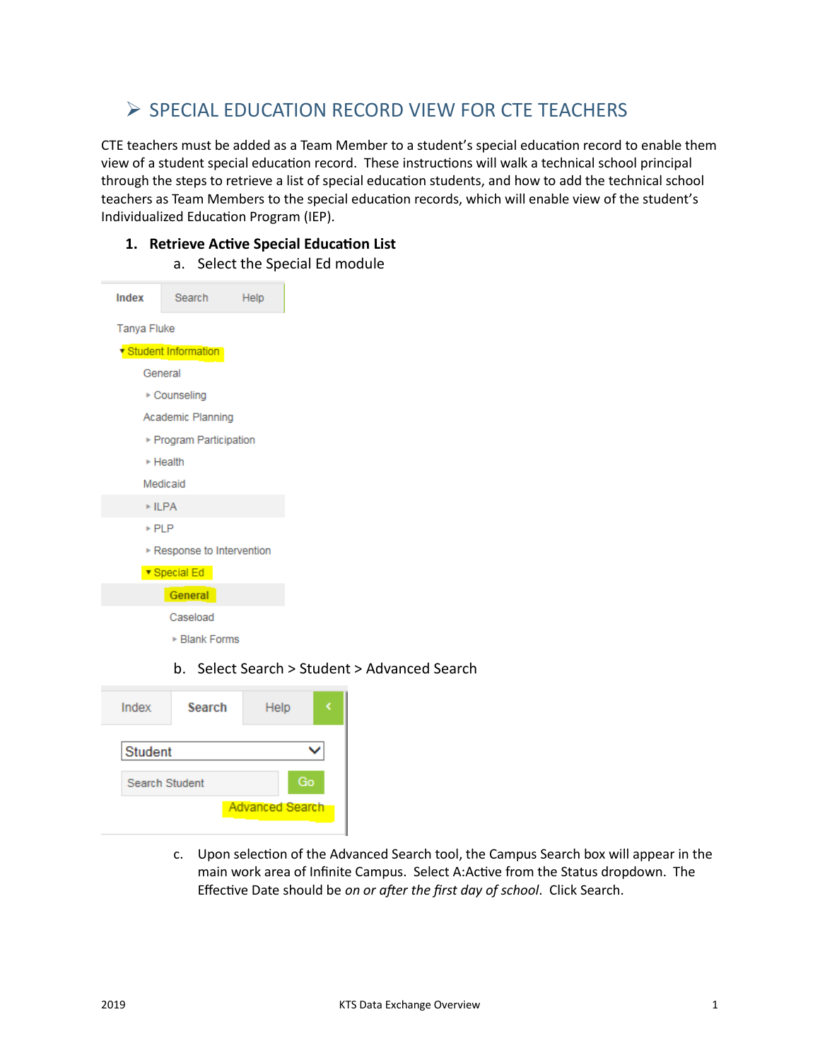## ➢ SPECIAL EDUCATION RECORD VIEW FOR CTE TEACHERS

CTE teachers must be added as a Team Member to a student's special education record to enable them view of a student special education record. These instructions will walk a technical school principal through the steps to retrieve a list of special education students, and how to add the technical school teachers as Team Members to the special education records, which will enable view of the student's Individualized Education Program (IEP).

1. **Retrieve Active Special Education List**
   a. Select the Special Ed module

Index | Search | Help

Tanya Fluke
- ▾ Student Information
  - General
  - ▸ Counseling
  - Academic Planning
  - ▸ Program Participation
  - ▸ Health
  - Medicaid
  - ▸ ILPA
  - ▸ PLP
  - ▸ Response to Intervention
  - ▾ Special Ed
    - **General**
    - Caseload
    - ▸ Blank Forms

   b. Select Search > Student > Advanced Search

Index | **Search** | Help

Student

Search Student | Go

Advanced Search

   c. Upon selection of the Advanced Search tool, the Campus Search box will appear in the main work area of Infinite Campus. Select A:Active from the Status dropdown. The Effective Date should be *on or after the first day of school*. Click Search.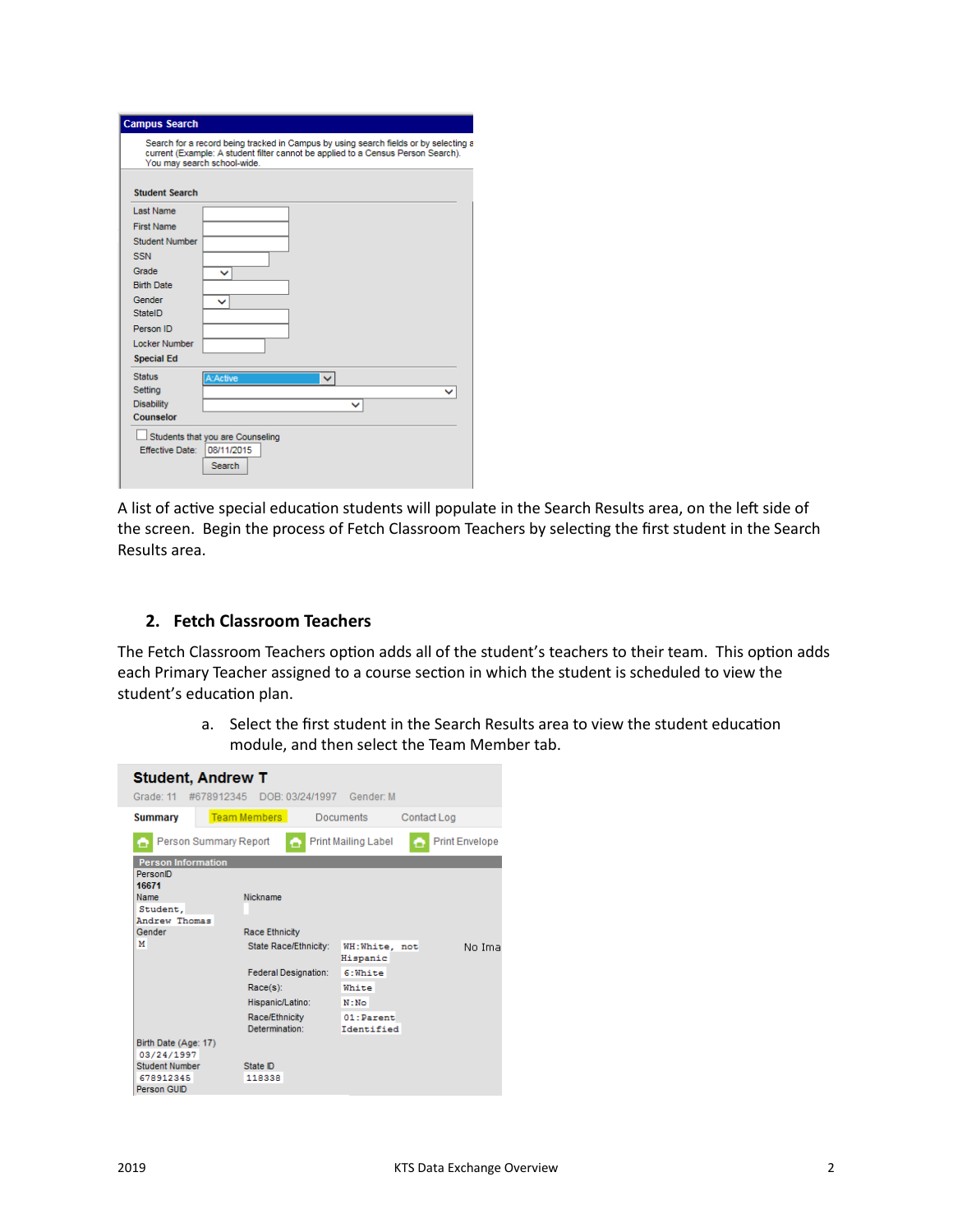A list of active special education students will populate in the Search Results area, on the left side of the screen. Begin the process of Fetch Classroom Teachers by selecting the first student in the Search Results area.

## 2. Fetch Classroom Teachers

The Fetch Classroom Teachers option adds all of the student's teachers to their team. This option adds each Primary Teacher assigned to a course section in which the student is scheduled to view the student's education plan.

a. Select the first student in the Search Results area to view the student education module, and then select the Team Member tab.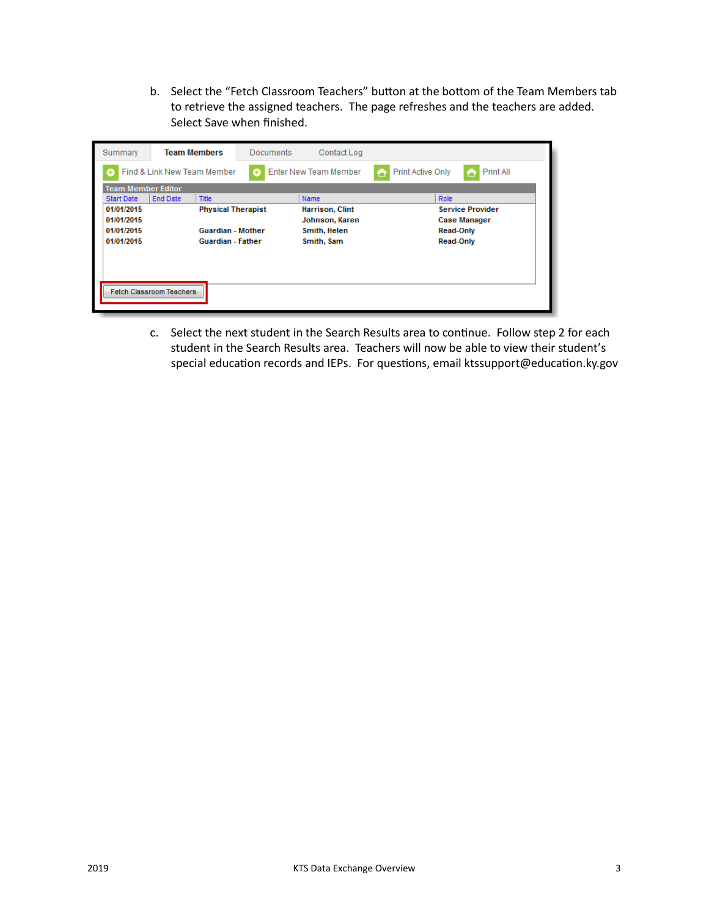b. Select the "Fetch Classroom Teachers" button at the bottom of the Team Members tab to retrieve the assigned teachers. The page refreshes and the teachers are added. Select Save when finished.

Summary | Team Members | Documents | Contact Log

Find & Link New Team Member | Enter New Team Member | Print Active Only | Print All

Team Member Editor

| Start Date | End Date | Title | Name | Role |
| --- | --- | --- | --- | --- |
| 01/01/2015 | | Physical Therapist | Harrison, Clint | Service Provider |
| 01/01/2015 | | | Johnson, Karen | Case Manager |
| 01/01/2015 | | Guardian - Mother | Smith, Helen | Read-Only |
| 01/01/2015 | | Guardian - Father | Smith, Sam | Read-Only |

Fetch Classroom Teachers

c. Select the next student in the Search Results area to continue. Follow step 2 for each student in the Search Results area. Teachers will now be able to view their student's special education records and IEPs. For questions, email ktssupport@education.ky.gov